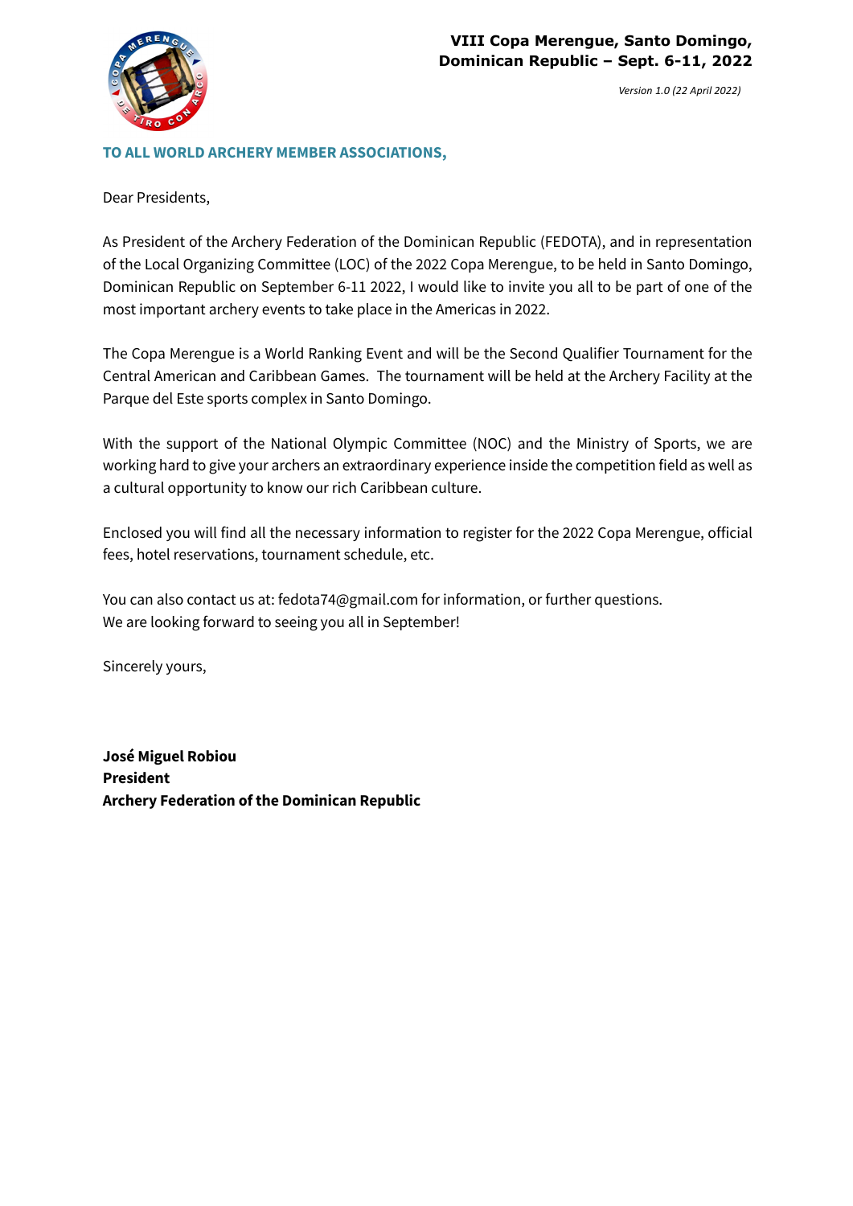**VIII Copa Merengue, Santo Domingo, Dominican Republic – Sept. 6-11, 2022**

*Version 1.0 (22 April 2022)*

**TO ALL WORLD ARCHERY MEMBER ASSOCIATIONS,**

Dear Presidents,

As President of the Archery Federation of the Dominican Republic (FEDOTA), and in representation of the Local Organizing Committee (LOC) of the 2022 Copa Merengue, to be held in Santo Domingo, Dominican Republic on September 6-11 2022, I would like to invite you all to be part of one of the most important archery events to take place in the Americas in 2022.

The Copa Merengue is a World Ranking Event and will be the Second Qualifier Tournament for the Central American and Caribbean Games. The tournament will be held at the Archery Facility at the Parque del Este sports complex in Santo Domingo.

With the support of the National Olympic Committee (NOC) and the Ministry of Sports, we are working hard to give your archers an extraordinary experience inside the competition field as well as a cultural opportunity to know our rich Caribbean culture.

Enclosed you will find all the necessary information to register for the 2022 Copa Merengue, official fees, hotel reservations, tournament schedule, etc.

You can also contact us at: fedota74@gmail.com for information, or further questions.
We are looking forward to seeing you all in September!

Sincerely yours,

**José Miguel Robiou**
**President**
**Archery Federation of the Dominican Republic**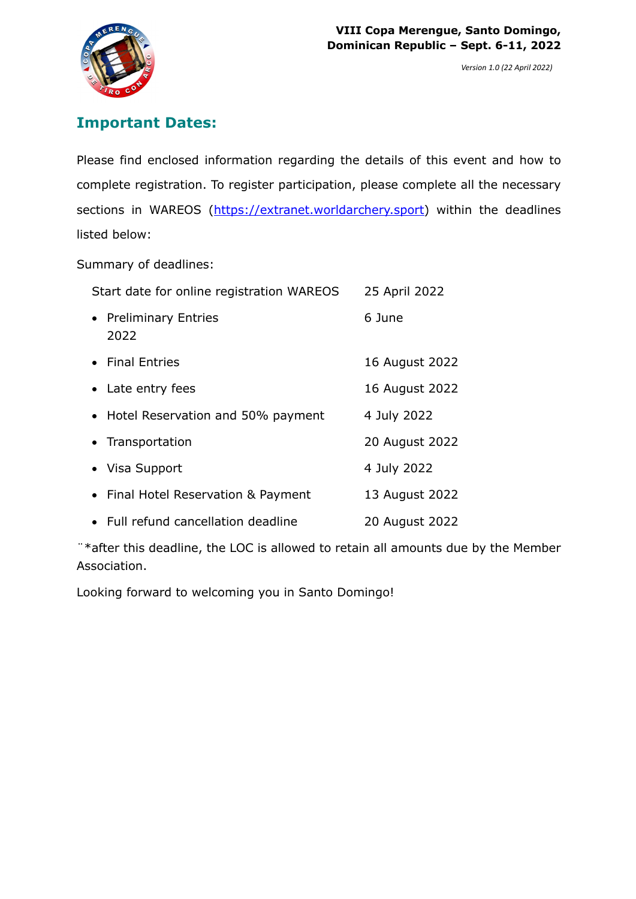## Important Dates:

Please find enclosed information regarding the details of this event and how to complete registration. To register participation, please complete all the necessary sections in WAREOS (https://extranet.worldarchery.sport) within the deadlines listed below:

Summary of deadlines:

| Start date for online registration WAREOS | 25 April 2022 |
|---|---|
| • Preliminary Entries 2022 | 6 June |
| • Final Entries | 16 August 2022 |
| • Late entry fees | 16 August 2022 |
| • Hotel Reservation and 50% payment | 4 July 2022 |
| • Transportation | 20 August 2022 |
| • Visa Support | 4 July 2022 |
| • Final Hotel Reservation & Payment | 13 August 2022 |
| • Full refund cancellation deadline | 20 August 2022 |

¨*after this deadline, the LOC is allowed to retain all amounts due by the Member Association.

Looking forward to welcoming you in Santo Domingo!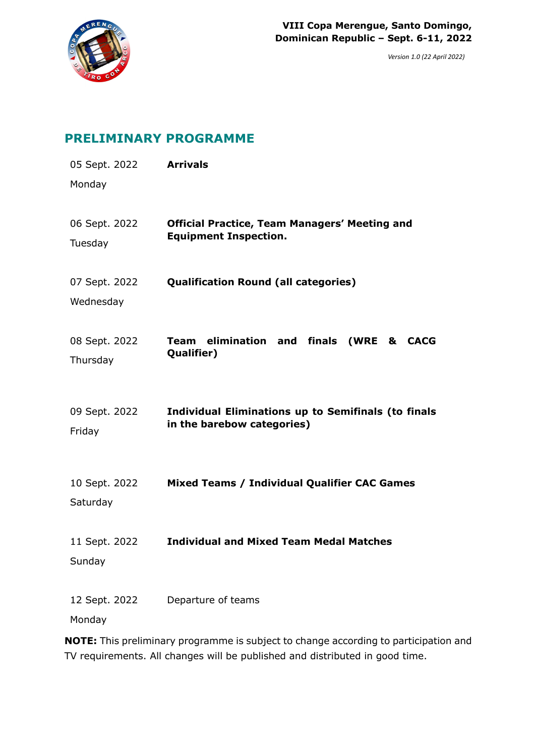## PRELIMINARY PROGRAMME

| | |
|---|---|
| 05 Sept. 2022<br>Monday | **Arrivals** |
| 06 Sept. 2022<br>Tuesday | **Official Practice, Team Managers' Meeting and Equipment Inspection.** |
| 07 Sept. 2022<br>Wednesday | **Qualification Round (all categories)** |
| 08 Sept. 2022<br>Thursday | **Team elimination and finals (WRE & CACG Qualifier)** |
| 09 Sept. 2022<br>Friday | **Individual Eliminations up to Semifinals (to finals in the barebow categories)** |
| 10 Sept. 2022<br>Saturday | **Mixed Teams / Individual Qualifier CAC Games** |
| 11 Sept. 2022<br>Sunday | **Individual and Mixed Team Medal Matches** |
| 12 Sept. 2022<br>Monday | Departure of teams |

**NOTE:** This preliminary programme is subject to change according to participation and TV requirements. All changes will be published and distributed in good time.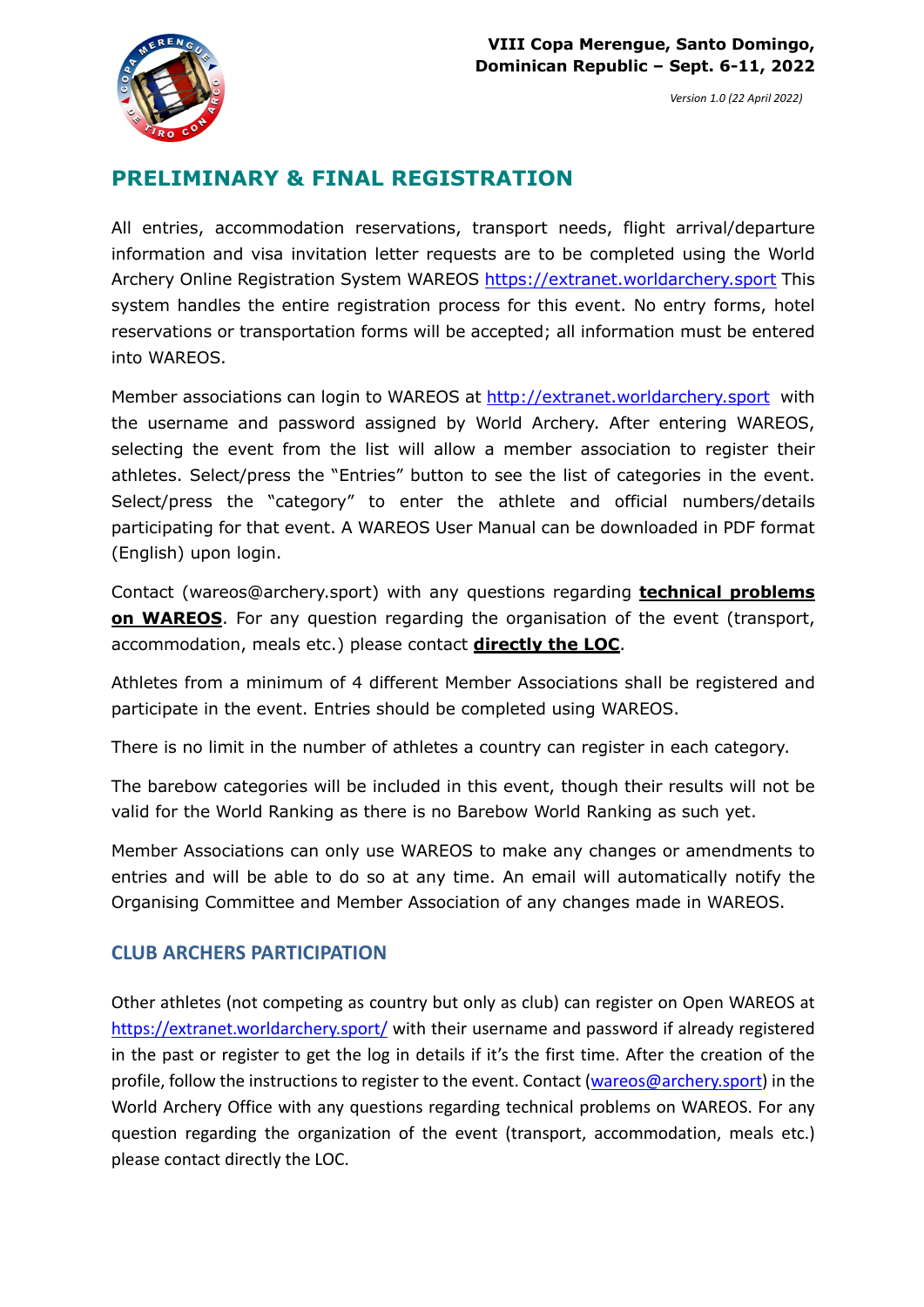## PRELIMINARY & FINAL REGISTRATION

All entries, accommodation reservations, transport needs, flight arrival/departure information and visa invitation letter requests are to be completed using the World Archery Online Registration System WAREOS https://extranet.worldarchery.sport This system handles the entire registration process for this event. No entry forms, hotel reservations or transportation forms will be accepted; all information must be entered into WAREOS.

Member associations can login to WAREOS at http://extranet.worldarchery.sport with the username and password assigned by World Archery. After entering WAREOS, selecting the event from the list will allow a member association to register their athletes. Select/press the "Entries" button to see the list of categories in the event. Select/press the "category" to enter the athlete and official numbers/details participating for that event. A WAREOS User Manual can be downloaded in PDF format (English) upon login.

Contact (wareos@archery.sport) with any questions regarding **technical problems on WAREOS**. For any question regarding the organisation of the event (transport, accommodation, meals etc.) please contact **directly the LOC**.

Athletes from a minimum of 4 different Member Associations shall be registered and participate in the event. Entries should be completed using WAREOS.

There is no limit in the number of athletes a country can register in each category.

The barebow categories will be included in this event, though their results will not be valid for the World Ranking as there is no Barebow World Ranking as such yet.

Member Associations can only use WAREOS to make any changes or amendments to entries and will be able to do so at any time. An email will automatically notify the Organising Committee and Member Association of any changes made in WAREOS.

### CLUB ARCHERS PARTICIPATION

Other athletes (not competing as country but only as club) can register on Open WAREOS at https://extranet.worldarchery.sport/ with their username and password if already registered in the past or register to get the log in details if it's the first time. After the creation of the profile, follow the instructions to register to the event. Contact (wareos@archery.sport) in the World Archery Office with any questions regarding technical problems on WAREOS. For any question regarding the organization of the event (transport, accommodation, meals etc.) please contact directly the LOC.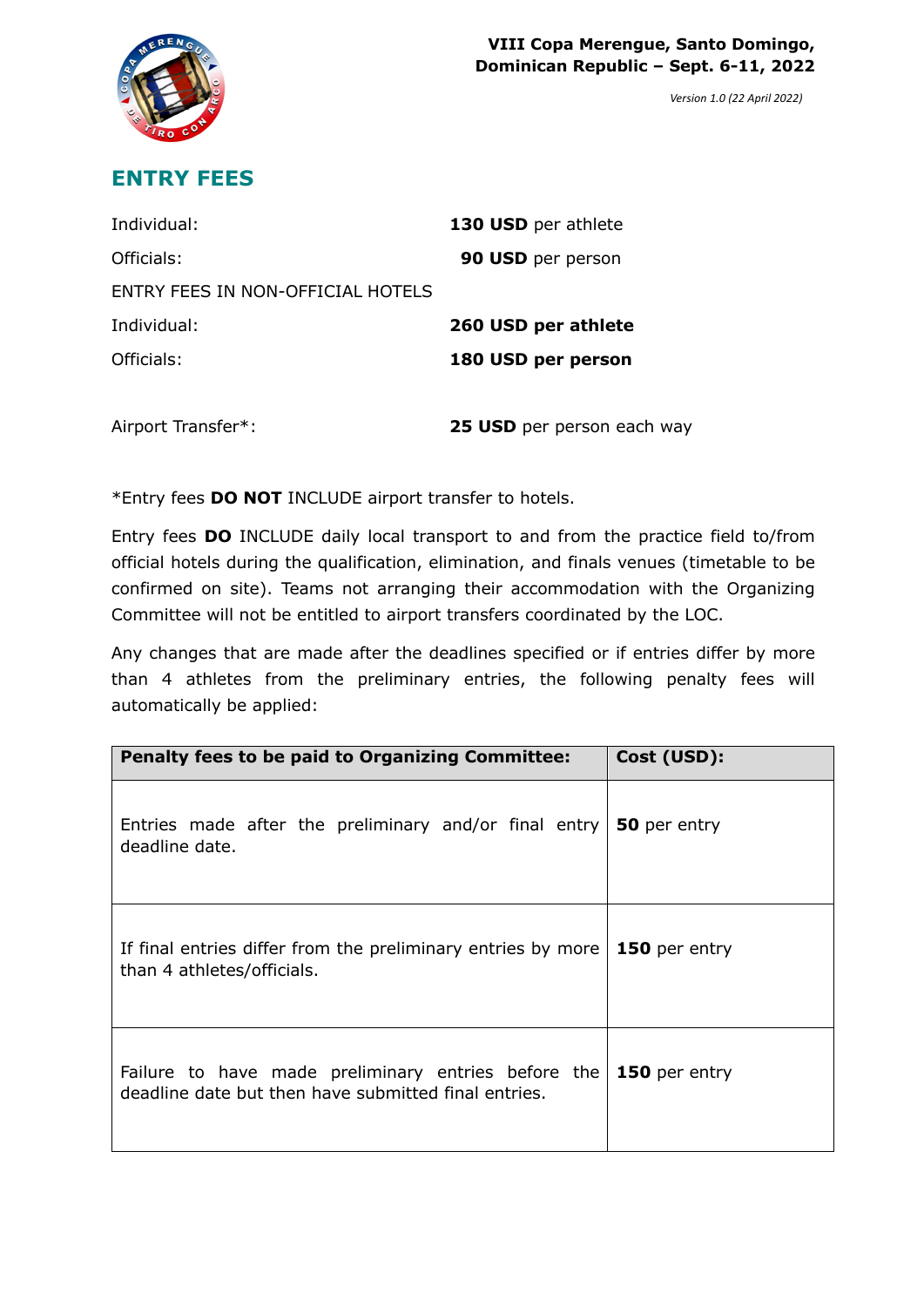## ENTRY FEES

| | |
|---|---|
| Individual: | **130 USD** per athlete |
| Officials: | **90 USD** per person |
| ENTRY FEES IN NON-OFFICIAL HOTELS | |
| Individual: | **260 USD per athlete** |
| Officials: | **180 USD per person** |
| | |
| Airport Transfer*: | **25 USD** per person each way |

*Entry fees **DO NOT** INCLUDE airport transfer to hotels.

Entry fees **DO** INCLUDE daily local transport to and from the practice field to/from official hotels during the qualification, elimination, and finals venues (timetable to be confirmed on site). Teams not arranging their accommodation with the Organizing Committee will not be entitled to airport transfers coordinated by the LOC.

Any changes that are made after the deadlines specified or if entries differ by more than 4 athletes from the preliminary entries, the following penalty fees will automatically be applied:

| Penalty fees to be paid to Organizing Committee: | Cost (USD): |
|---|---|
| Entries made after the preliminary and/or final entry deadline date. | **50** per entry |
| If final entries differ from the preliminary entries by more than 4 athletes/officials. | **150** per entry |
| Failure to have made preliminary entries before the deadline date but then have submitted final entries. | **150** per entry |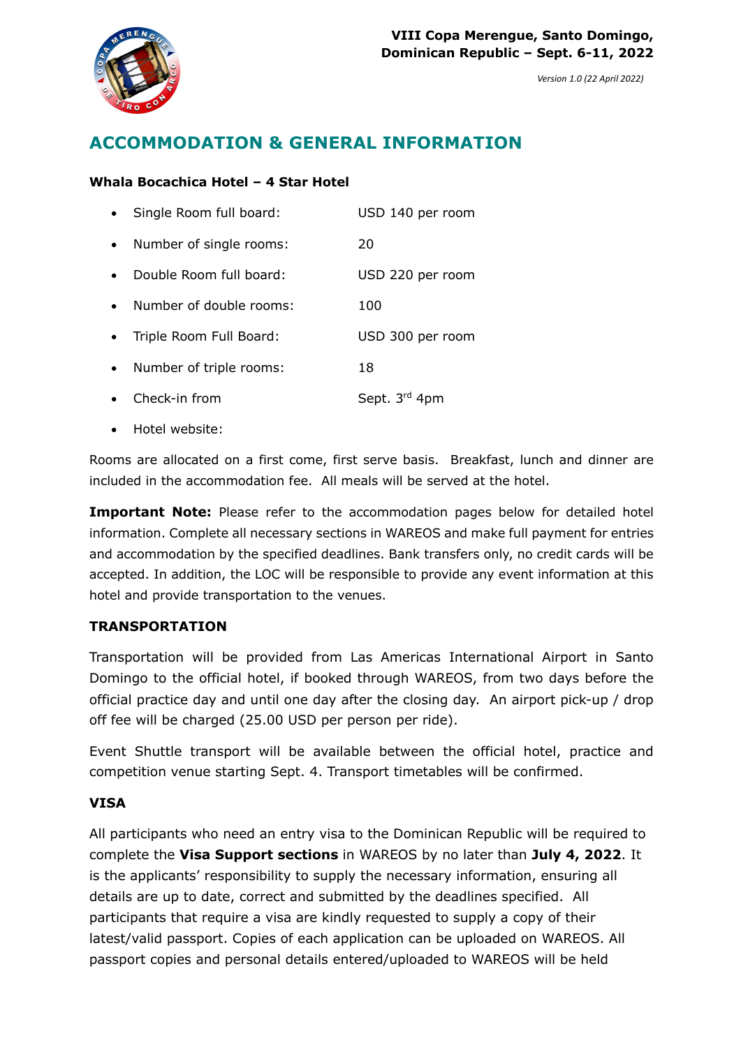**VIII Copa Merengue, Santo Domingo, Dominican Republic – Sept. 6-11, 2022**

*Version 1.0 (22 April 2022)*

## ACCOMMODATION & GENERAL INFORMATION

**Whala Bocachica Hotel – 4 Star Hotel**

- Single Room full board: USD 140 per room
- Number of single rooms: 20
- Double Room full board: USD 220 per room
- Number of double rooms: 100
- Triple Room Full Board: USD 300 per room
- Number of triple rooms: 18
- Check-in from Sept. 3rd 4pm
- Hotel website:

Rooms are allocated on a first come, first serve basis. Breakfast, lunch and dinner are included in the accommodation fee. All meals will be served at the hotel.

**Important Note:** Please refer to the accommodation pages below for detailed hotel information. Complete all necessary sections in WAREOS and make full payment for entries and accommodation by the specified deadlines. Bank transfers only, no credit cards will be accepted. In addition, the LOC will be responsible to provide any event information at this hotel and provide transportation to the venues.

### TRANSPORTATION

Transportation will be provided from Las Americas International Airport in Santo Domingo to the official hotel, if booked through WAREOS, from two days before the official practice day and until one day after the closing day. An airport pick-up / drop off fee will be charged (25.00 USD per person per ride).

Event Shuttle transport will be available between the official hotel, practice and competition venue starting Sept. 4. Transport timetables will be confirmed.

### VISA

All participants who need an entry visa to the Dominican Republic will be required to complete the **Visa Support sections** in WAREOS by no later than **July 4, 2022**. It is the applicants' responsibility to supply the necessary information, ensuring all details are up to date, correct and submitted by the deadlines specified. All participants that require a visa are kindly requested to supply a copy of their latest/valid passport. Copies of each application can be uploaded on WAREOS. All passport copies and personal details entered/uploaded to WAREOS will be held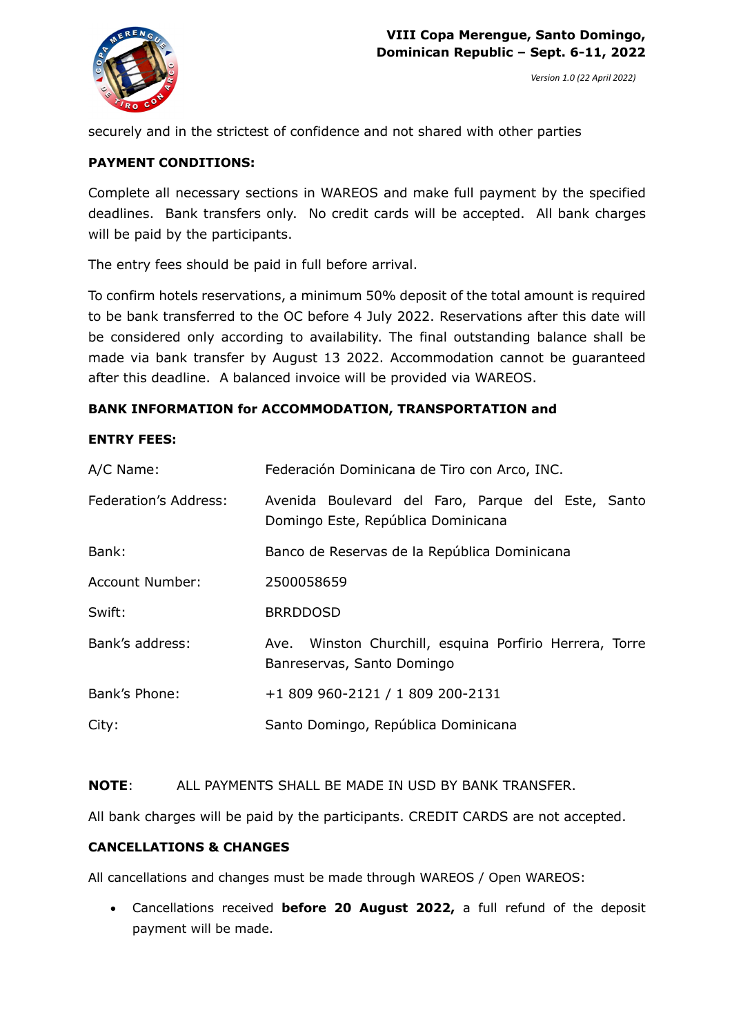securely and in the strictest of confidence and not shared with other parties

**PAYMENT CONDITIONS:**

Complete all necessary sections in WAREOS and make full payment by the specified deadlines. Bank transfers only. No credit cards will be accepted. All bank charges will be paid by the participants.

The entry fees should be paid in full before arrival.

To confirm hotels reservations, a minimum 50% deposit of the total amount is required to be bank transferred to the OC before 4 July 2022. Reservations after this date will be considered only according to availability. The final outstanding balance shall be made via bank transfer by August 13 2022. Accommodation cannot be guaranteed after this deadline. A balanced invoice will be provided via WAREOS.

**BANK INFORMATION for ACCOMMODATION, TRANSPORTATION and ENTRY FEES:**

| | |
|---|---|
| A/C Name: | Federación Dominicana de Tiro con Arco, INC. |
| Federation's Address: | Avenida Boulevard del Faro, Parque del Este, Santo Domingo Este, República Dominicana |
| Bank: | Banco de Reservas de la República Dominicana |
| Account Number: | 2500058659 |
| Swift: | BRRDDOSD |
| Bank's address: | Ave. Winston Churchill, esquina Porfirio Herrera, Torre Banreservas, Santo Domingo |
| Bank's Phone: | +1 809 960-2121 / 1 809 200-2131 |
| City: | Santo Domingo, República Dominicana |

**NOTE**: ALL PAYMENTS SHALL BE MADE IN USD BY BANK TRANSFER.

All bank charges will be paid by the participants. CREDIT CARDS are not accepted.

**CANCELLATIONS & CHANGES**

All cancellations and changes must be made through WAREOS / Open WAREOS:

- Cancellations received **before 20 August 2022,** a full refund of the deposit payment will be made.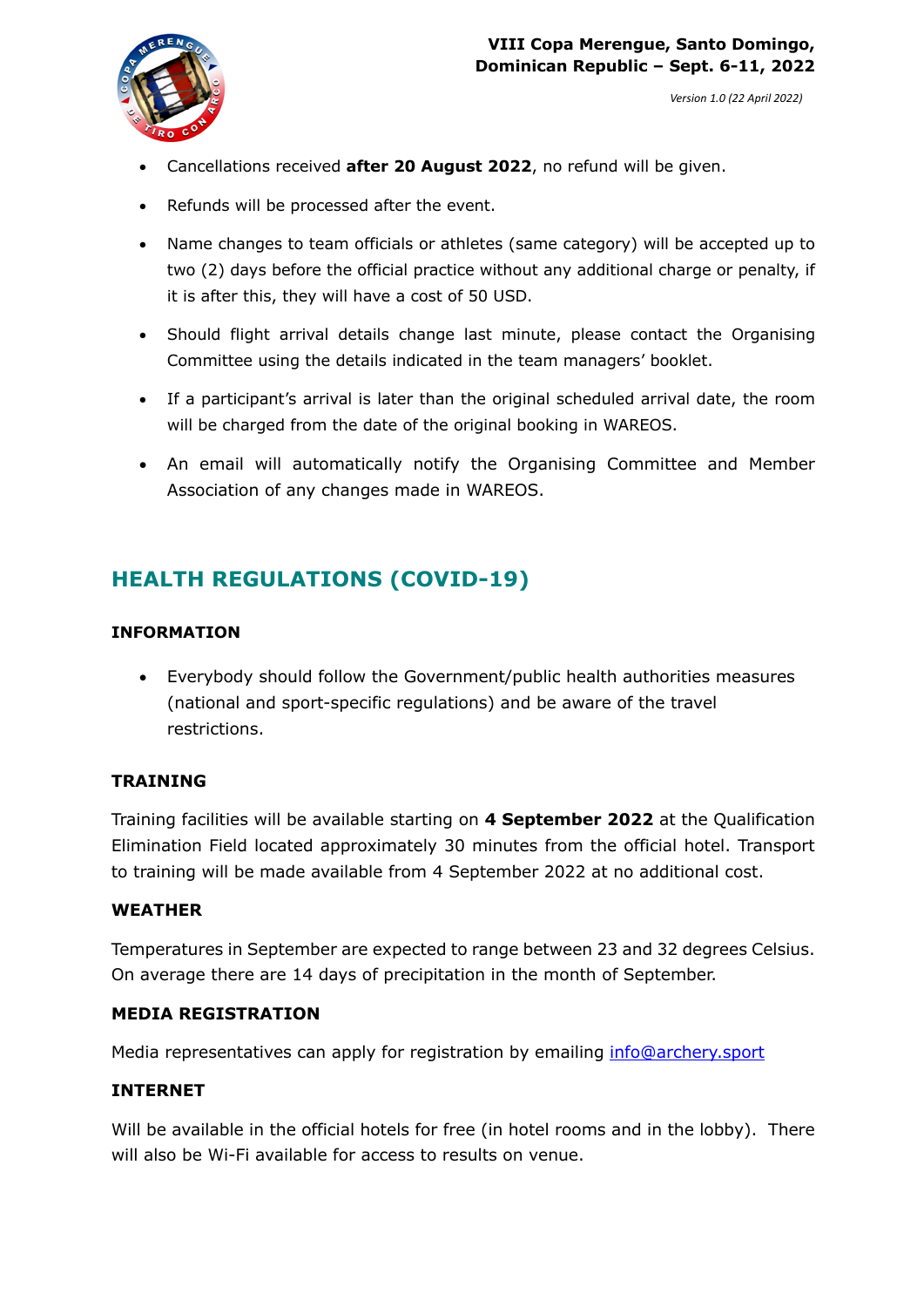- Cancellations received **after 20 August 2022**, no refund will be given.
- Refunds will be processed after the event.
- Name changes to team officials or athletes (same category) will be accepted up to two (2) days before the official practice without any additional charge or penalty, if it is after this, they will have a cost of 50 USD.
- Should flight arrival details change last minute, please contact the Organising Committee using the details indicated in the team managers' booklet.
- If a participant's arrival is later than the original scheduled arrival date, the room will be charged from the date of the original booking in WAREOS.
- An email will automatically notify the Organising Committee and Member Association of any changes made in WAREOS.

## HEALTH REGULATIONS (COVID-19)

### INFORMATION

- Everybody should follow the Government/public health authorities measures (national and sport-specific regulations) and be aware of the travel restrictions.

### TRAINING

Training facilities will be available starting on **4 September 2022** at the Qualification Elimination Field located approximately 30 minutes from the official hotel. Transport to training will be made available from 4 September 2022 at no additional cost.

### WEATHER

Temperatures in September are expected to range between 23 and 32 degrees Celsius. On average there are 14 days of precipitation in the month of September.

### MEDIA REGISTRATION

Media representatives can apply for registration by emailing info@archery.sport

### INTERNET

Will be available in the official hotels for free (in hotel rooms and in the lobby). There will also be Wi-Fi available for access to results on venue.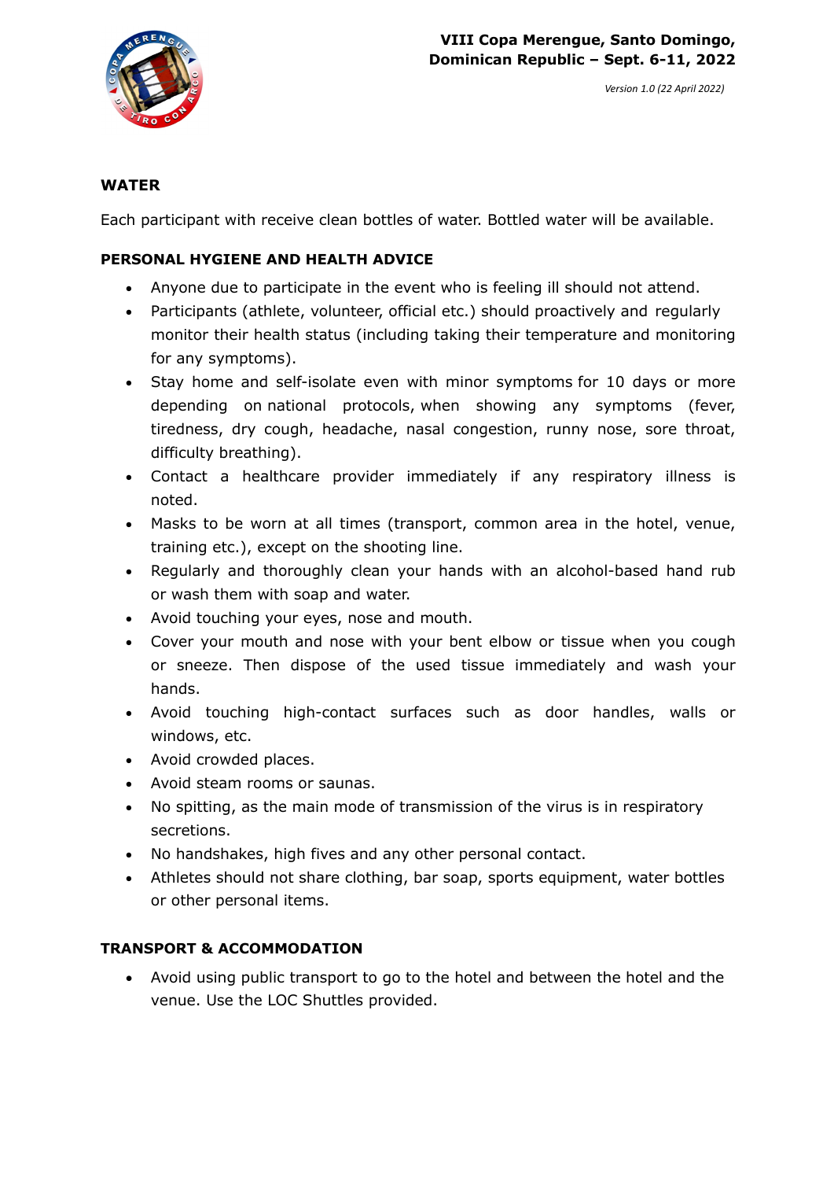## WATER

Each participant with receive clean bottles of water. Bottled water will be available.

## PERSONAL HYGIENE AND HEALTH ADVICE

- Anyone due to participate in the event who is feeling ill should not attend.
- Participants (athlete, volunteer, official etc.) should proactively and regularly monitor their health status (including taking their temperature and monitoring for any symptoms).
- Stay home and self-isolate even with minor symptoms for 10 days or more depending on national protocols, when showing any symptoms (fever, tiredness, dry cough, headache, nasal congestion, runny nose, sore throat, difficulty breathing).
- Contact a healthcare provider immediately if any respiratory illness is noted.
- Masks to be worn at all times (transport, common area in the hotel, venue, training etc.), except on the shooting line.
- Regularly and thoroughly clean your hands with an alcohol-based hand rub or wash them with soap and water.
- Avoid touching your eyes, nose and mouth.
- Cover your mouth and nose with your bent elbow or tissue when you cough or sneeze. Then dispose of the used tissue immediately and wash your hands.
- Avoid touching high-contact surfaces such as door handles, walls or windows, etc.
- Avoid crowded places.
- Avoid steam rooms or saunas.
- No spitting, as the main mode of transmission of the virus is in respiratory secretions.
- No handshakes, high fives and any other personal contact.
- Athletes should not share clothing, bar soap, sports equipment, water bottles or other personal items.

## TRANSPORT & ACCOMMODATION

- Avoid using public transport to go to the hotel and between the hotel and the venue. Use the LOC Shuttles provided.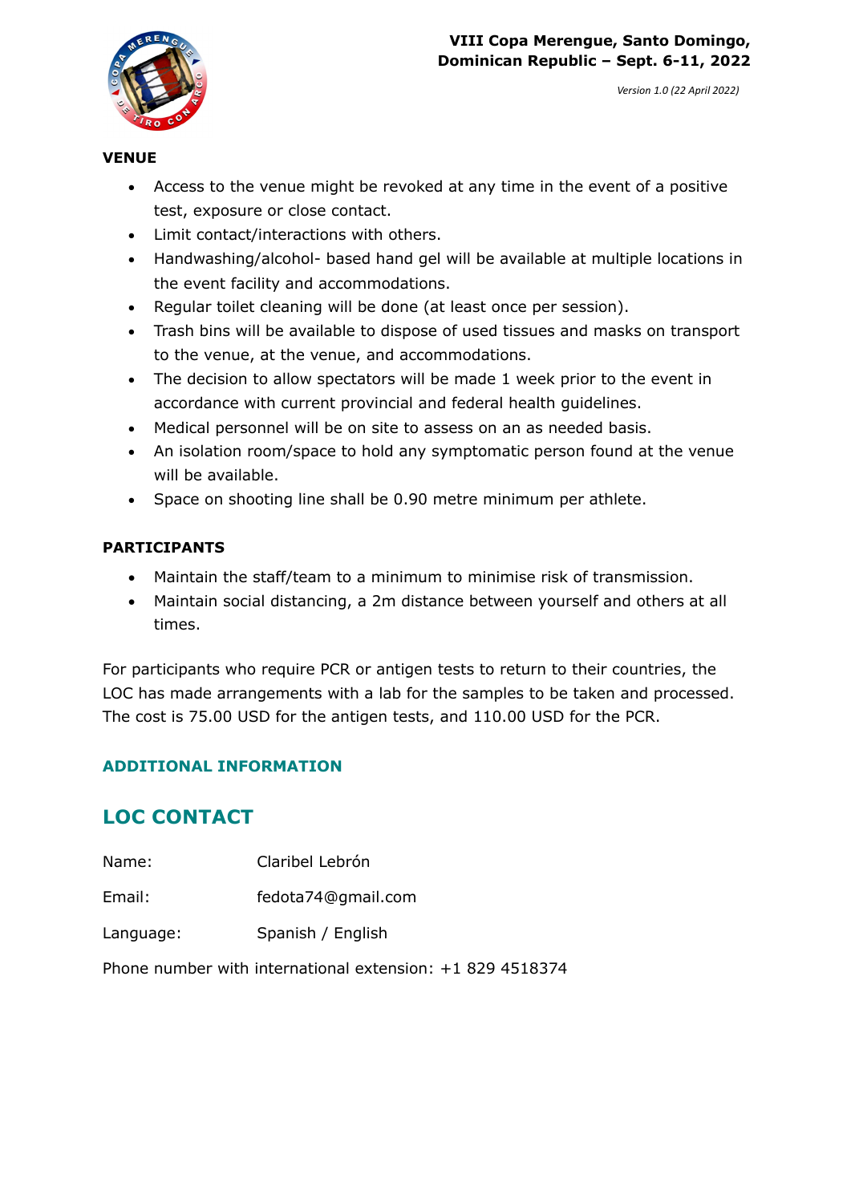**VENUE**

- Access to the venue might be revoked at any time in the event of a positive test, exposure or close contact.
- Limit contact/interactions with others.
- Handwashing/alcohol- based hand gel will be available at multiple locations in the event facility and accommodations.
- Regular toilet cleaning will be done (at least once per session).
- Trash bins will be available to dispose of used tissues and masks on transport to the venue, at the venue, and accommodations.
- The decision to allow spectators will be made 1 week prior to the event in accordance with current provincial and federal health guidelines.
- Medical personnel will be on site to assess on an as needed basis.
- An isolation room/space to hold any symptomatic person found at the venue will be available.
- Space on shooting line shall be 0.90 metre minimum per athlete.

**PARTICIPANTS**

- Maintain the staff/team to a minimum to minimise risk of transmission.
- Maintain social distancing, a 2m distance between yourself and others at all times.

For participants who require PCR or antigen tests to return to their countries, the LOC has made arrangements with a lab for the samples to be taken and processed. The cost is 75.00 USD for the antigen tests, and 110.00 USD for the PCR.

### ADDITIONAL INFORMATION

## LOC CONTACT

Name: Claribel Lebrón

Email: fedota74@gmail.com

Language: Spanish / English

Phone number with international extension: +1 829 4518374